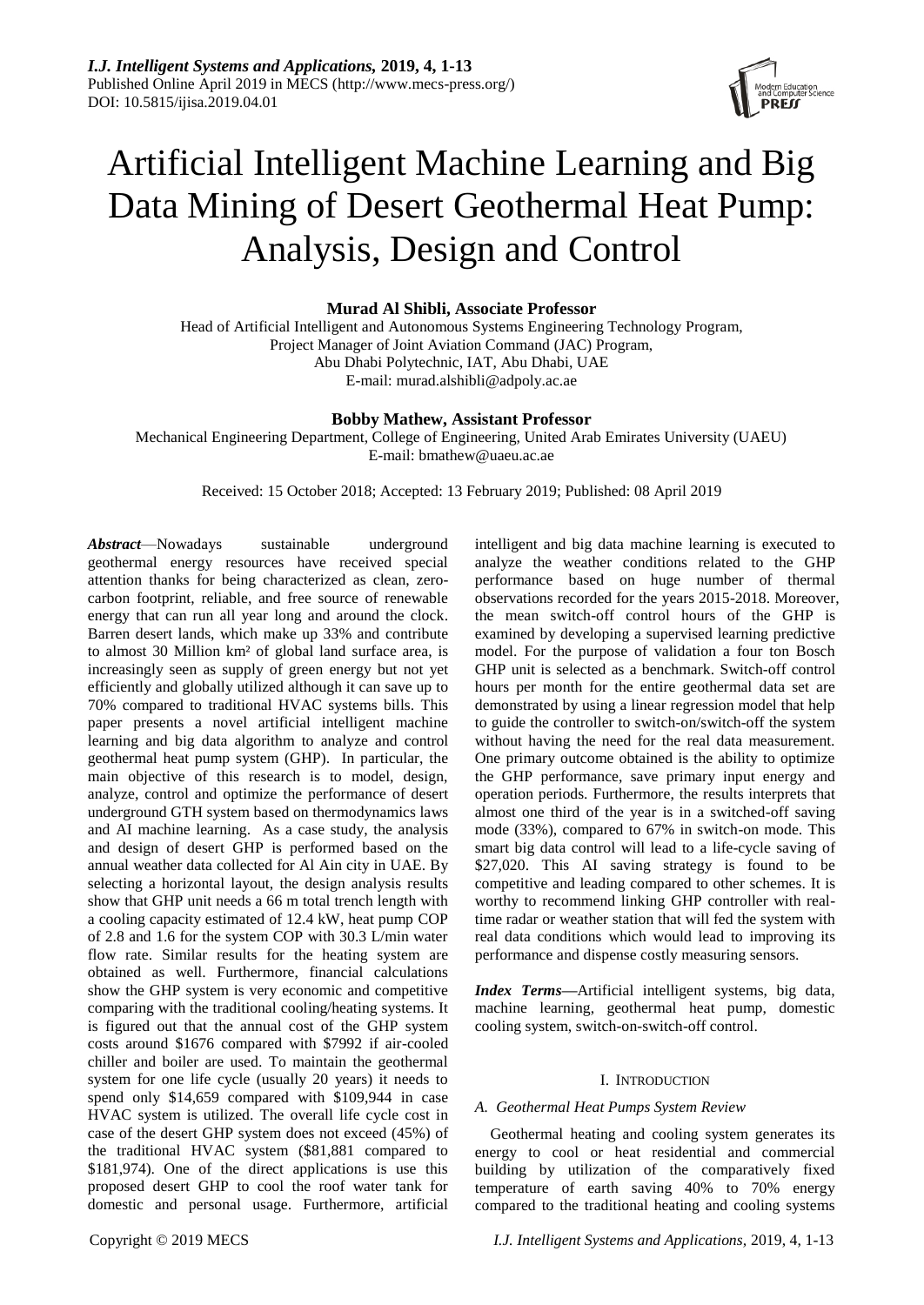# Artificial Intelligent Machine Learning and Big Data Mining of Desert Geothermal Heat Pump: Analysis, Design and Control

**Murad Al Shibli, Associate Professor**

Head of Artificial Intelligent and Autonomous Systems Engineering Technology Program,
Project Manager of Joint Aviation Command (JAC) Program,
Abu Dhabi Polytechnic, IAT, Abu Dhabi, UAE
E-mail: murad.alshibli@adpoly.ac.ae

**Bobby Mathew, Assistant Professor**

Mechanical Engineering Department, College of Engineering, United Arab Emirates University (UAEU)
E-mail: bmathew@uaeu.ac.ae

Received: 15 October 2018; Accepted: 13 February 2019; Published: 08 April 2019

***Abstract***—Nowadays sustainable underground geothermal energy resources have received special attention thanks for being characterized as clean, zero-carbon footprint, reliable, and free source of renewable energy that can run all year long and around the clock. Barren desert lands, which make up 33% and contribute to almost 30 Million km² of global land surface area, is increasingly seen as supply of green energy but not yet efficiently and globally utilized although it can save up to 70% compared to traditional HVAC systems bills. This paper presents a novel artificial intelligent machine learning and big data algorithm to analyze and control geothermal heat pump system (GHP). In particular, the main objective of this research is to model, design, analyze, control and optimize the performance of desert underground GTH system based on thermodynamics laws and AI machine learning. As a case study, the analysis and design of desert GHP is performed based on the annual weather data collected for Al Ain city in UAE. By selecting a horizontal layout, the design analysis results show that GHP unit needs a 66 m total trench length with a cooling capacity estimated of 12.4 kW, heat pump COP of 2.8 and 1.6 for the system COP with 30.3 L/min water flow rate. Similar results for the heating system are obtained as well. Furthermore, financial calculations show the GHP system is very economic and competitive comparing with the traditional cooling/heating systems. It is figured out that the annual cost of the GHP system costs around $1676 compared with $7992 if air-cooled chiller and boiler are used. To maintain the geothermal system for one life cycle (usually 20 years) it needs to spend only $14,659 compared with $109,944 in case HVAC system is utilized. The overall life cycle cost in case of the desert GHP system does not exceed (45%) of the traditional HVAC system ($81,881 compared to $181,974). One of the direct applications is use this proposed desert GHP to cool the roof water tank for domestic and personal usage. Furthermore, artificial intelligent and big data machine learning is executed to analyze the weather conditions related to the GHP performance based on huge number of thermal observations recorded for the years 2015-2018. Moreover, the mean switch-off control hours of the GHP is examined by developing a supervised learning predictive model. For the purpose of validation a four ton Bosch GHP unit is selected as a benchmark. Switch-off control hours per month for the entire geothermal data set are demonstrated by using a linear regression model that help to guide the controller to switch-on/switch-off the system without having the need for the real data measurement. One primary outcome obtained is the ability to optimize the GHP performance, save primary input energy and operation periods. Furthermore, the results interprets that almost one third of the year is in a switched-off saving mode (33%), compared to 67% in switch-on mode. This smart big data control will lead to a life-cycle saving of $27,020. This AI saving strategy is found to be competitive and leading compared to other schemes. It is worthy to recommend linking GHP controller with real-time radar or weather station that will fed the system with real data conditions which would lead to improving its performance and dispense costly measuring sensors.

***Index Terms***—Artificial intelligent systems, big data, machine learning, geothermal heat pump, domestic cooling system, switch-on-switch-off control.

## I. Introduction

### A. Geothermal Heat Pumps System Review

Geothermal heating and cooling system generates its energy to cool or heat residential and commercial building by utilization of the comparatively fixed temperature of earth saving 40% to 70% energy compared to the traditional heating and cooling systems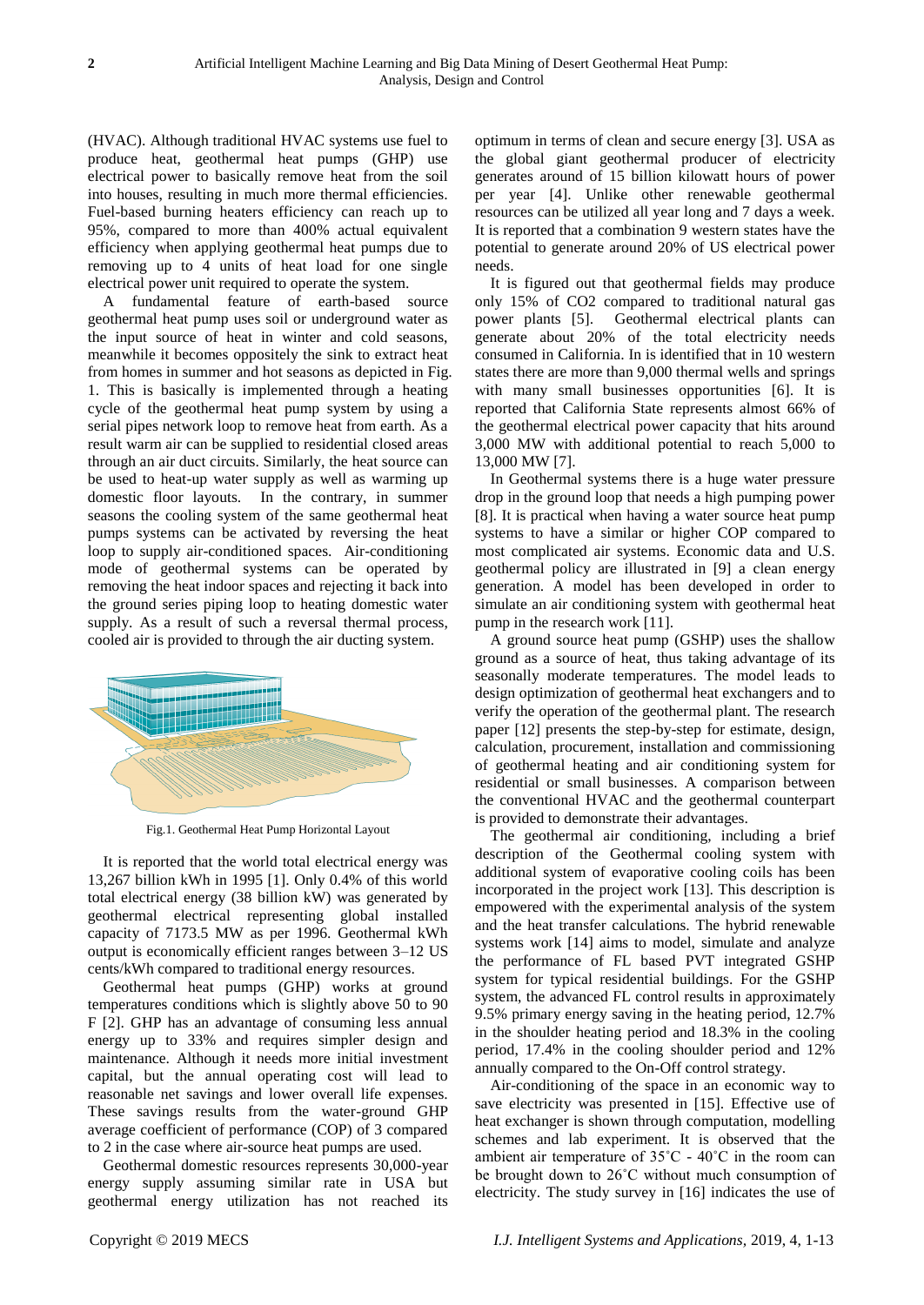(HVAC). Although traditional HVAC systems use fuel to produce heat, geothermal heat pumps (GHP) use electrical power to basically remove heat from the soil into houses, resulting in much more thermal efficiencies. Fuel-based burning heaters efficiency can reach up to 95%, compared to more than 400% actual equivalent efficiency when applying geothermal heat pumps due to removing up to 4 units of heat load for one single electrical power unit required to operate the system.

A fundamental feature of earth-based source geothermal heat pump uses soil or underground water as the input source of heat in winter and cold seasons, meanwhile it becomes oppositely the sink to extract heat from homes in summer and hot seasons as depicted in Fig. 1. This is basically implemented through a heating cycle of the geothermal heat pump system by using a serial pipes network loop to remove heat from earth. As a result warm air can be supplied to residential closed areas through an air duct circuits. Similarly, the heat source can be used to heat-up water supply as well as warming up domestic floor layouts. In the contrary, in summer seasons the cooling system of the same geothermal heat pumps systems can be activated by reversing the heat loop to supply air-conditioned spaces. Air-conditioning mode of geothermal systems can be operated by removing the heat indoor spaces and rejecting it back into the ground series piping loop to heating domestic water supply. As a result of such a reversal thermal process, cooled air is provided to through the air ducting system.

Fig.1. Geothermal Heat Pump Horizontal Layout

It is reported that the world total electrical energy was 13,267 billion kWh in 1995 [1]. Only 0.4% of this world total electrical energy (38 billion kW) was generated by geothermal electrical representing global installed capacity of 7173.5 MW as per 1996. Geothermal kWh output is economically efficient ranges between 3–12 US cents/kWh compared to traditional energy resources.

Geothermal heat pumps (GHP) works at ground temperatures conditions which is slightly above 50 to 90 F [2]. GHP has an advantage of consuming less annual energy up to 33% and requires simpler design and maintenance. Although it needs more initial investment capital, but the annual operating cost will lead to reasonable net savings and lower overall life expenses. These savings results from the water-ground GHP average coefficient of performance (COP) of 3 compared to 2 in the case where air-source heat pumps are used.

Geothermal domestic resources represents 30,000-year energy supply assuming similar rate in USA but geothermal energy utilization has not reached its optimum in terms of clean and secure energy [3]. USA as the global giant geothermal producer of electricity generates around of 15 billion kilowatt hours of power per year [4]. Unlike other renewable geothermal resources can be utilized all year long and 7 days a week. It is reported that a combination 9 western states have the potential to generate around 20% of US electrical power needs.

It is figured out that geothermal fields may produce only 15% of $CO_2$ compared to traditional natural gas power plants [5]. Geothermal electrical plants can generate about 20% of the total electricity needs consumed in California. In is identified that in 10 western states there are more than 9,000 thermal wells and springs with many small businesses opportunities [6]. It is reported that California State represents almost 66% of the geothermal electrical power capacity that hits around 3,000 MW with additional potential to reach 5,000 to 13,000 MW [7].

In Geothermal systems there is a huge water pressure drop in the ground loop that needs a high pumping power [8]. It is practical when having a water source heat pump systems to have a similar or higher COP compared to most complicated air systems. Economic data and U.S. geothermal policy are illustrated in [9] a clean energy generation. A model has been developed in order to simulate an air conditioning system with geothermal heat pump in the research work [11].

A ground source heat pump (GSHP) uses the shallow ground as a source of heat, thus taking advantage of its seasonally moderate temperatures. The model leads to design optimization of geothermal heat exchangers and to verify the operation of the geothermal plant. The research paper [12] presents the step-by-step for estimate, design, calculation, procurement, installation and commissioning of geothermal heating and air conditioning system for residential or small businesses. A comparison between the conventional HVAC and the geothermal counterpart is provided to demonstrate their advantages.

The geothermal air conditioning, including a brief description of the Geothermal cooling system with additional system of evaporative cooling coils has been incorporated in the project work [13]. This description is empowered with the experimental analysis of the system and the heat transfer calculations. The hybrid renewable systems work [14] aims to model, simulate and analyze the performance of FL based PVT integrated GSHP system for typical residential buildings. For the GSHP system, the advanced FL control results in approximately 9.5% primary energy saving in the heating period, 12.7% in the shoulder heating period and 18.3% in the cooling period, 17.4% in the cooling shoulder period and 12% annually compared to the On-Off control strategy.

Air-conditioning of the space in an economic way to save electricity was presented in [15]. Effective use of heat exchanger is shown through computation, modelling schemes and lab experiment. It is observed that the ambient air temperature of 35˚C - 40˚C in the room can be brought down to 26˚C without much consumption of electricity. The study survey in [16] indicates the use of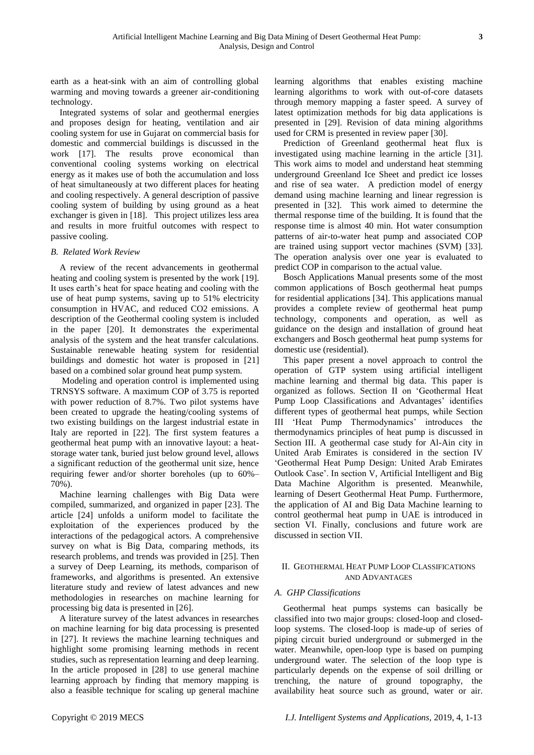earth as a heat-sink with an aim of controlling global warming and moving towards a greener air-conditioning technology.

Integrated systems of solar and geothermal energies and proposes design for heating, ventilation and air cooling system for use in Gujarat on commercial basis for domestic and commercial buildings is discussed in the work [17]. The results prove economical than conventional cooling systems working on electrical energy as it makes use of both the accumulation and loss of heat simultaneously at two different places for heating and cooling respectively. A general description of passive cooling system of building by using ground as a heat exchanger is given in [18]. This project utilizes less area and results in more fruitful outcomes with respect to passive cooling.

### *B. Related Work Review*

A review of the recent advancements in geothermal heating and cooling system is presented by the work [19]. It uses earth's heat for space heating and cooling with the use of heat pump systems, saving up to 51% electricity consumption in HVAC, and reduced CO2 emissions. A description of the Geothermal cooling system is included in the paper [20]. It demonstrates the experimental analysis of the system and the heat transfer calculations. Sustainable renewable heating system for residential buildings and domestic hot water is proposed in [21] based on a combined solar ground heat pump system.

Modeling and operation control is implemented using TRNSYS software. A maximum COP of 3.75 is reported with power reduction of 8.7%. Two pilot systems have been created to upgrade the heating/cooling systems of two existing buildings on the largest industrial estate in Italy are reported in [22]. The first system features a geothermal heat pump with an innovative layout: a heat-storage water tank, buried just below ground level, allows a significant reduction of the geothermal unit size, hence requiring fewer and/or shorter boreholes (up to 60%–70%).

Machine learning challenges with Big Data were compiled, summarized, and organized in paper [23]. The article [24] unfolds a uniform model to facilitate the exploitation of the experiences produced by the interactions of the pedagogical actors. A comprehensive survey on what is Big Data, comparing methods, its research problems, and trends was provided in [25]. Then a survey of Deep Learning, its methods, comparison of frameworks, and algorithms is presented. An extensive literature study and review of latest advances and new methodologies in researches on machine learning for processing big data is presented in [26].

A literature survey of the latest advances in researches on machine learning for big data processing is presented in [27]. It reviews the machine learning techniques and highlight some promising learning methods in recent studies, such as representation learning and deep learning. In the article proposed in [28] to use general machine learning approach by finding that memory mapping is also a feasible technique for scaling up general machine learning algorithms that enables existing machine learning algorithms to work with out-of-core datasets through memory mapping a faster speed. A survey of latest optimization methods for big data applications is presented in [29]. Revision of data mining algorithms used for CRM is presented in review paper [30].

Prediction of Greenland geothermal heat flux is investigated using machine learning in the article [31]. This work aims to model and understand heat stemming underground Greenland Ice Sheet and predict ice losses and rise of sea water. A prediction model of energy demand using machine learning and linear regression is presented in [32]. This work aimed to determine the thermal response time of the building. It is found that the response time is almost 40 min. Hot water consumption patterns of air-to-water heat pump and associated COP are trained using support vector machines (SVM) [33]. The operation analysis over one year is evaluated to predict COP in comparison to the actual value.

Bosch Applications Manual presents some of the most common applications of Bosch geothermal heat pumps for residential applications [34]. This applications manual provides a complete review of geothermal heat pump technology, components and operation, as well as guidance on the design and installation of ground heat exchangers and Bosch geothermal heat pump systems for domestic use (residential).

This paper present a novel approach to control the operation of GTP system using artificial intelligent machine learning and thermal big data. This paper is organized as follows. Section II on 'Geothermal Heat Pump Loop Classifications and Advantages' identifies different types of geothermal heat pumps, while Section III 'Heat Pump Thermodynamics' introduces the thermodynamics principles of heat pump is discussed in Section III. A geothermal case study for Al-Ain city in United Arab Emirates is considered in the section IV 'Geothermal Heat Pump Design: United Arab Emirates Outlook Case'. In section V, Artificial Intelligent and Big Data Machine Algorithm is presented. Meanwhile, learning of Desert Geothermal Heat Pump. Furthermore, the application of AI and Big Data Machine learning to control geothermal heat pump in UAE is introduced in section VI. Finally, conclusions and future work are discussed in section VII.

## II. Geothermal Heat Pump Loop Classifications and Advantages

### *A. GHP Classifications*

Geothermal heat pumps systems can basically be classified into two major groups: closed-loop and closed-loop systems. The closed-loop is made-up of series of piping circuit buried underground or submerged in the water. Meanwhile, open-loop type is based on pumping underground water. The selection of the loop type is particularly depends on the expense of soil drilling or trenching, the nature of ground topography, the availability heat source such as ground, water or air.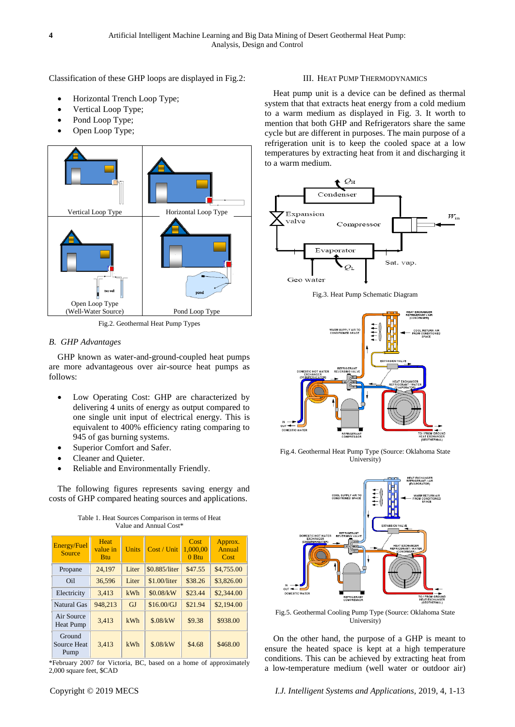Classification of these GHP loops are displayed in Fig.2:

- Horizontal Trench Loop Type;
- Vertical Loop Type;
- Pond Loop Type;
- Open Loop Type;

Fig.2. Geothermal Heat Pump Types

### B. GHP Advantages

GHP known as water-and-ground-coupled heat pumps are more advantageous over air-source heat pumps as follows:

- Low Operating Cost: GHP are characterized by delivering 4 units of energy as output compared to one single unit input of electrical energy. This is equivalent to 400% efficiency rating comparing to 945 of gas burning systems.
- Superior Comfort and Safer.
- Cleaner and Quieter.
- Reliable and Environmentally Friendly.

The following figures represents saving energy and costs of GHP compared heating sources and applications.

Table 1. Heat Sources Comparison in terms of Heat Value and Annual Cost*

| Energy/Fuel Source | Heat value in Btu | Units | Cost / Unit | Cost 1,000,000 Btu | Approx. Annual Cost |
|---|---|---|---|---|---|
| Propane | 24,197 | Liter | $0.885/liter | $47.55 | $4,755.00 |
| Oil | 36,596 | Liter | $1.00/liter | $38.26 | $3,826.00 |
| Electricity | 3,413 | kWh | $0.08/kW | $23.44 | $2,344.00 |
| Natural Gas | 948,213 | GJ | $16.00/GJ | $21.94 | $2,194.00 |
| Air Source Heat Pump | 3,413 | kWh | $.08/kW | $9.38 | $938.00 |
| Ground Source Heat Pump | 3,413 | kWh | $.08/kW | $4.68 | $468.00 |

*February 2007 for Victoria, BC, based on a home of approximately 2,000 square feet, $CAD

## III. Heat Pump Thermodynamics

Heat pump unit is a device can be defined as thermal system that that extracts heat energy from a cold medium to a warm medium as displayed in Fig. 3. It worth to mention that both GHP and Refrigerators share the same cycle but are different in purposes. The main purpose of a refrigeration unit is to keep the cooled space at a low temperatures by extracting heat from it and discharging it to a warm medium.

Fig.3. Heat Pump Schematic Diagram

Fig.4. Geothermal Heat Pump Type (Source: Oklahoma State University)

Fig.5. Geothermal Cooling Pump Type (Source: Oklahoma State University)

On the other hand, the purpose of a GHP is meant to ensure the heated space is kept at a high temperature conditions. This can be achieved by extracting heat from a low-temperature medium (well water or outdoor air)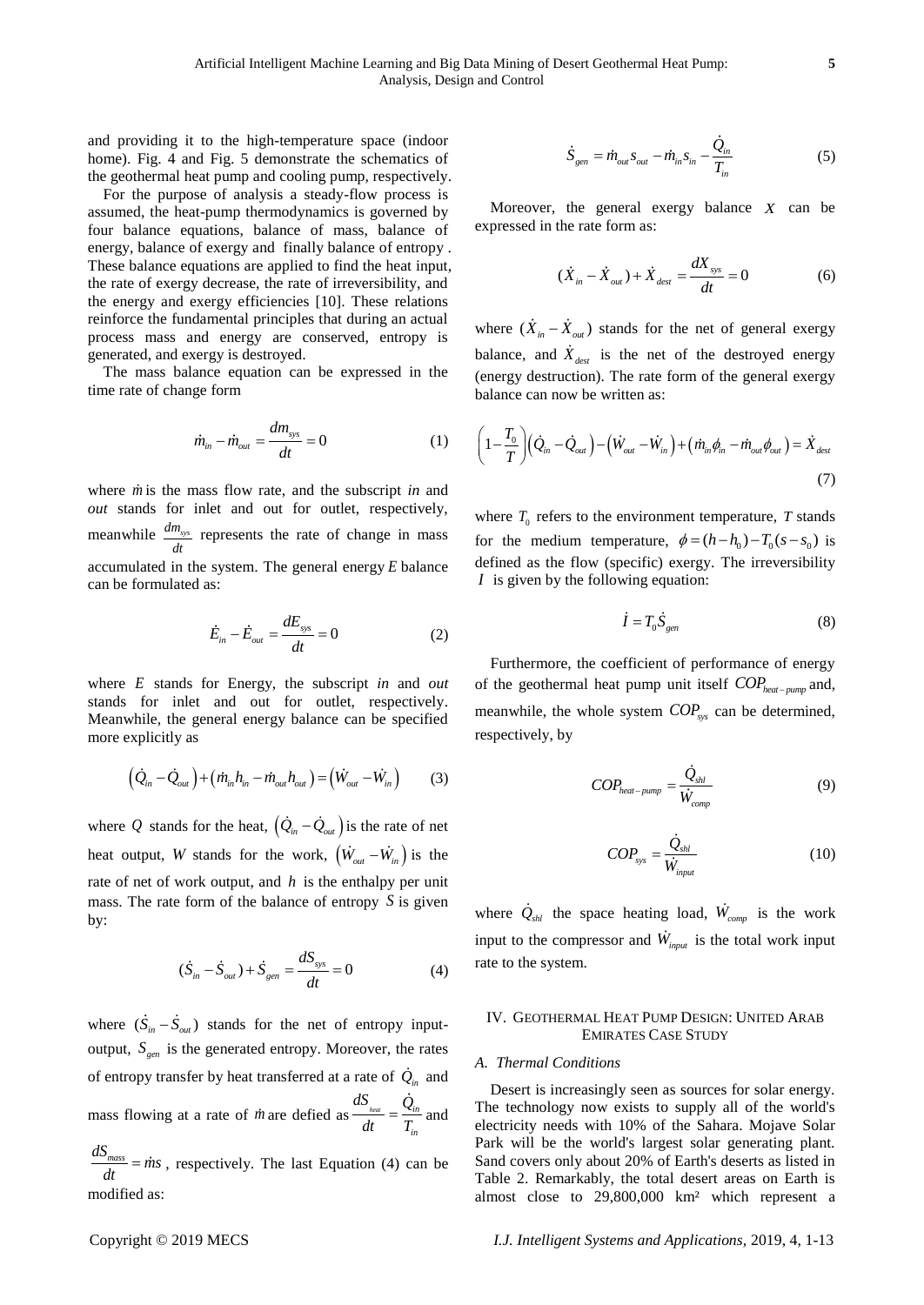and providing it to the high-temperature space (indoor home). Fig. 4 and Fig. 5 demonstrate the schematics of the geothermal heat pump and cooling pump, respectively.

For the purpose of analysis a steady-flow process is assumed, the heat-pump thermodynamics is governed by four balance equations, balance of mass, balance of energy, balance of exergy and finally balance of entropy . These balance equations are applied to find the heat input, the rate of exergy decrease, the rate of irreversibility, and the energy and exergy efficiencies [10]. These relations reinforce the fundamental principles that during an actual process mass and energy are conserved, entropy is generated, and exergy is destroyed.

The mass balance equation can be expressed in the time rate of change form

$$\dot{m}_{in} - \dot{m}_{out} = \frac{dm_{sys}}{dt} = 0 \tag{1}$$

where $\dot{m}$ is the mass flow rate, and the subscript *in* and *out* stands for inlet and out for outlet, respectively, meanwhile $\frac{dm_{sys}}{dt}$ represents the rate of change in mass accumulated in the system. The general energy $E$ balance can be formulated as:

$$\dot{E}_{in} - \dot{E}_{out} = \frac{dE_{sys}}{dt} = 0 \tag{2}$$

where $E$ stands for Energy, the subscript *in* and *out* stands for inlet and out for outlet, respectively. Meanwhile, the general energy balance can be specified more explicitly as

$$\left(\dot{Q}_{in} - \dot{Q}_{out}\right) + \left(\dot{m}_{in}h_{in} - \dot{m}_{out}h_{out}\right) = \left(\dot{W}_{out} - \dot{W}_{in}\right) \tag{3}$$

where $Q$ stands for the heat, $\left(\dot{Q}_{in} - \dot{Q}_{out}\right)$ is the rate of net heat output, $W$ stands for the work, $\left(\dot{W}_{out} - \dot{W}_{in}\right)$ is the rate of net of work output, and $h$ is the enthalpy per unit mass. The rate form of the balance of entropy $S$ is given by:

$$(\dot{S}_{in} - \dot{S}_{out}) + \dot{S}_{gen} = \frac{dS_{sys}}{dt} = 0 \tag{4}$$

where $(\dot{S}_{in} - \dot{S}_{out})$ stands for the net of entropy input-output, $S_{gen}$ is the generated entropy. Moreover, the rates of entropy transfer by heat transferred at a rate of $\dot{Q}_{in}$ and mass flowing at a rate of $\dot{m}$ are defied as $\frac{dS_{heat}}{dt} = \frac{\dot{Q}_{in}}{T_{in}}$ and $\frac{dS_{mass}}{dt} = \dot{m}s$, respectively. The last Equation (4) can be modified as:

$$\dot{S}_{gen} = \dot{m}_{out}s_{out} - \dot{m}_{in}s_{in} - \frac{\dot{Q}_{in}}{T_{in}} \tag{5}$$

Moreover, the general exergy balance $X$ can be expressed in the rate form as:

$$(\dot{X}_{in} - \dot{X}_{out}) + \dot{X}_{dest} = \frac{dX_{sys}}{dt} = 0 \tag{6}$$

where $(\dot{X}_{in} - \dot{X}_{out})$ stands for the net of general exergy balance, and $\dot{X}_{dest}$ is the net of the destroyed energy (energy destruction). The rate form of the general exergy balance can now be written as:

$$\left(1 - \frac{T_0}{T}\right)\left(\dot{Q}_{in} - \dot{Q}_{out}\right) - \left(\dot{W}_{out} - \dot{W}_{in}\right) + \left(\dot{m}_{in}\phi_{in} - \dot{m}_{out}\phi_{out}\right) = \dot{X}_{dest} \tag{7}$$

where $T_0$ refers to the environment temperature, $T$ stands for the medium temperature, $\phi = (h - h_0) - T_0(s - s_0)$ is defined as the flow (specific) exergy. The irreversibility $I$ is given by the following equation:

$$\dot{I} = T_0\dot{S}_{gen} \tag{8}$$

Furthermore, the coefficient of performance of energy of the geothermal heat pump unit itself $COP_{heat-pump}$ and, meanwhile, the whole system $COP_{sys}$ can be determined, respectively, by

$$COP_{heat-pump} = \frac{\dot{Q}_{shl}}{\dot{W}_{comp}} \tag{9}$$

$$COP_{sys} = \frac{\dot{Q}_{shl}}{\dot{W}_{input}} \tag{10}$$

where $\dot{Q}_{shl}$ the space heating load, $\dot{W}_{comp}$ is the work input to the compressor and $\dot{W}_{input}$ is the total work input rate to the system.

## IV. Geothermal Heat Pump Design: United Arab Emirates Case Study

### *A. Thermal Conditions*

Desert is increasingly seen as sources for solar energy. The technology now exists to supply all of the world's electricity needs with 10% of the Sahara. Mojave Solar Park will be the world's largest solar generating plant. Sand covers only about 20% of Earth's deserts as listed in Table 2. Remarkably, the total desert areas on Earth is almost close to 29,800,000 km² which represent a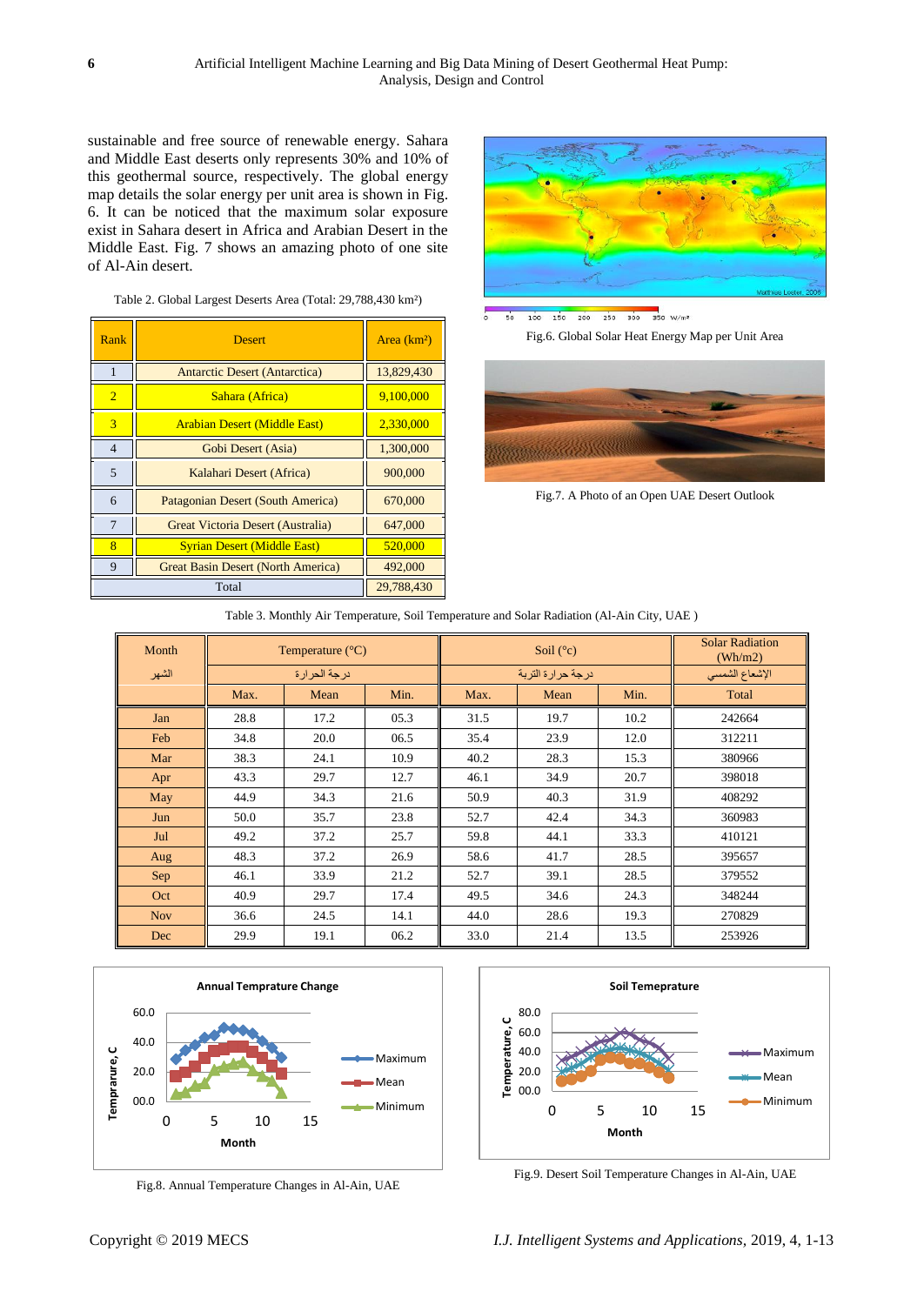sustainable and free source of renewable energy. Sahara and Middle East deserts only represents 30% and 10% of this geothermal source, respectively. The global energy map details the solar energy per unit area is shown in Fig. 6. It can be noticed that the maximum solar exposure exist in Sahara desert in Africa and Arabian Desert in the Middle East. Fig. 7 shows an amazing photo of one site of Al-Ain desert.

Table 2. Global Largest Deserts Area (Total: 29,788,430 km²)

| Rank | Desert | Area (km²) |
|---|---|---|
| 1 | Antarctic Desert (Antarctica) | 13,829,430 |
| 2 | Sahara (Africa) | 9,100,000 |
| 3 | Arabian Desert (Middle East) | 2,330,000 |
| 4 | Gobi Desert (Asia) | 1,300,000 |
| 5 | Kalahari Desert (Africa) | 900,000 |
| 6 | Patagonian Desert (South America) | 670,000 |
| 7 | Great Victoria Desert (Australia) | 647,000 |
| 8 | Syrian Desert (Middle East) | 520,000 |
| 9 | Great Basin Desert (North America) | 492,000 |
| Total | | 29,788,430 |

Fig.6. Global Solar Heat Energy Map per Unit Area

Fig.7. A Photo of an Open UAE Desert Outlook

Table 3. Monthly Air Temperature, Soil Temperature and Solar Radiation (Al-Ain City, UAE )

| Month | Temperature (°C) | | | Soil (°c) | | | Solar Radiation (Wh/m2) |
|---|---|---|---|---|---|---|---|
| الشهر | درجة الحرارة | | | درجة حرارة التربة | | | الإشعاع الشمسي |
| | Max. | Mean | Min. | Max. | Mean | Min. | Total |
| Jan | 28.8 | 17.2 | 05.3 | 31.5 | 19.7 | 10.2 | 242664 |
| Feb | 34.8 | 20.0 | 06.5 | 35.4 | 23.9 | 12.0 | 312211 |
| Mar | 38.3 | 24.1 | 10.9 | 40.2 | 28.3 | 15.3 | 380966 |
| Apr | 43.3 | 29.7 | 12.7 | 46.1 | 34.9 | 20.7 | 398018 |
| May | 44.9 | 34.3 | 21.6 | 50.9 | 40.3 | 31.9 | 408292 |
| Jun | 50.0 | 35.7 | 23.8 | 52.7 | 42.4 | 34.3 | 360983 |
| Jul | 49.2 | 37.2 | 25.7 | 59.8 | 44.1 | 33.3 | 410121 |
| Aug | 48.3 | 37.2 | 26.9 | 58.6 | 41.7 | 28.5 | 395657 |
| Sep | 46.1 | 33.9 | 21.2 | 52.7 | 39.1 | 28.5 | 379552 |
| Oct | 40.9 | 29.7 | 17.4 | 49.5 | 34.6 | 24.3 | 348244 |
| Nov | 36.6 | 24.5 | 14.1 | 44.0 | 28.6 | 19.3 | 270829 |
| Dec | 29.9 | 19.1 | 06.2 | 33.0 | 21.4 | 13.5 | 253926 |

Fig.8. Annual Temperature Changes in Al-Ain, UAE

Fig.9. Desert Soil Temperature Changes in Al-Ain, UAE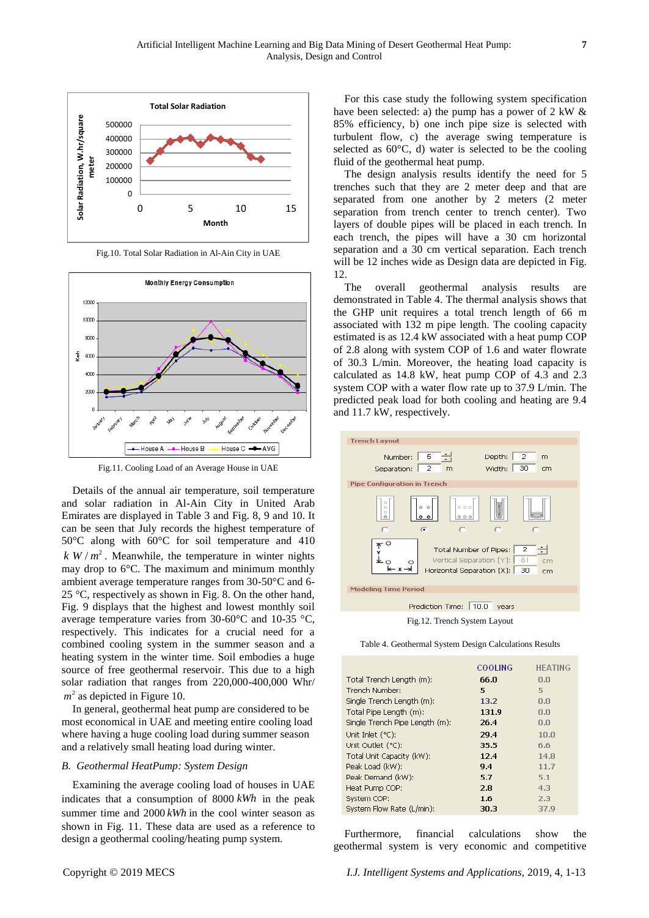Fig.10. Total Solar Radiation in Al-Ain City in UAE

Fig.11. Cooling Load of an Average House in UAE

Details of the annual air temperature, soil temperature and solar radiation in Al-Ain City in United Arab Emirates are displayed in Table 3 and Fig. 8, 9 and 10. It can be seen that July records the highest temperature of 50°C along with 60°C for soil temperature and 410 $k\ W/m^2$. Meanwhile, the temperature in winter nights may drop to 6°C. The maximum and minimum monthly ambient average temperature ranges from 30-50°C and 6-25 °C, respectively as shown in Fig. 8. On the other hand, Fig. 9 displays that the highest and lowest monthly soil average temperature varies from 30-60°C and 10-35 °C, respectively. This indicates for a crucial need for a combined cooling system in the summer season and a heating system in the winter time. Soil embodies a huge source of free geothermal reservoir. This due to a high solar radiation that ranges from 220,000-400,000 Whr/ $m^2$ as depicted in Figure 10.

In general, geothermal heat pump are considered to be most economical in UAE and meeting entire cooling load where having a huge cooling load during summer season and a relatively small heating load during winter.

## B. *Geothermal HeatPump: System Design*

Examining the average cooling load of houses in UAE indicates that a consumption of 8000 *kWh* in the peak summer time and 2000 *kWh* in the cool winter season as shown in Fig. 11. These data are used as a reference to design a geothermal cooling/heating pump system.

For this case study the following system specification have been selected: a) the pump has a power of 2 kW & 85% efficiency, b) one inch pipe size is selected with turbulent flow, c) the average swing temperature is selected as 60°C, d) water is selected to be the cooling fluid of the geothermal heat pump.

The design analysis results identify the need for 5 trenches such that they are 2 meter deep and that are separated from one another by 2 meters (2 meter separation from trench center to trench center). Two layers of double pipes will be placed in each trench. In each trench, the pipes will have a 30 cm horizontal separation and a 30 cm vertical separation. Each trench will be 12 inches wide as Design data are depicted in Fig. 12.

The overall geothermal analysis results are demonstrated in Table 4. The thermal analysis shows that the GHP unit requires a total trench length of 66 m associated with 132 m pipe length. The cooling capacity estimated is as 12.4 kW associated with a heat pump COP of 2.8 along with system COP of 1.6 and water flowrate of 30.3 L/min. Moreover, the heating load capacity is calculated as 14.8 kW, heat pump COP of 4.3 and 2.3 system COP with a water flow rate up to 37.9 L/min. The predicted peak load for both cooling and heating are 9.4 and 11.7 kW, respectively.

Fig.12. Trench System Layout

Table 4. Geothermal System Design Calculations Results

| | COOLING | HEATING |
|---|---|---|
| Total Trench Length (m): | 66.0 | 0.0 |
| Trench Number: | 5 | 5 |
| Single Trench Length (m): | 13.2 | 0.0 |
| Total Pipe Length (m): | 131.9 | 0.0 |
| Single Trench Pipe Length (m): | 26.4 | 0.0 |
| Unit Inlet (°C): | 29.4 | 10.0 |
| Unit Outlet (°C): | 35.5 | 6.6 |
| Total Unit Capacity (kW): | 12.4 | 14.8 |
| Peak Load (kW): | 9.4 | 11.7 |
| Peak Demand (kW): | 5.7 | 5.1 |
| Heat Pump COP: | 2.8 | 4.3 |
| System COP: | 1.6 | 2.3 |
| System Flow Rate (L/min): | 30.3 | 37.9 |

Furthermore, financial calculations show the geothermal system is very economic and competitive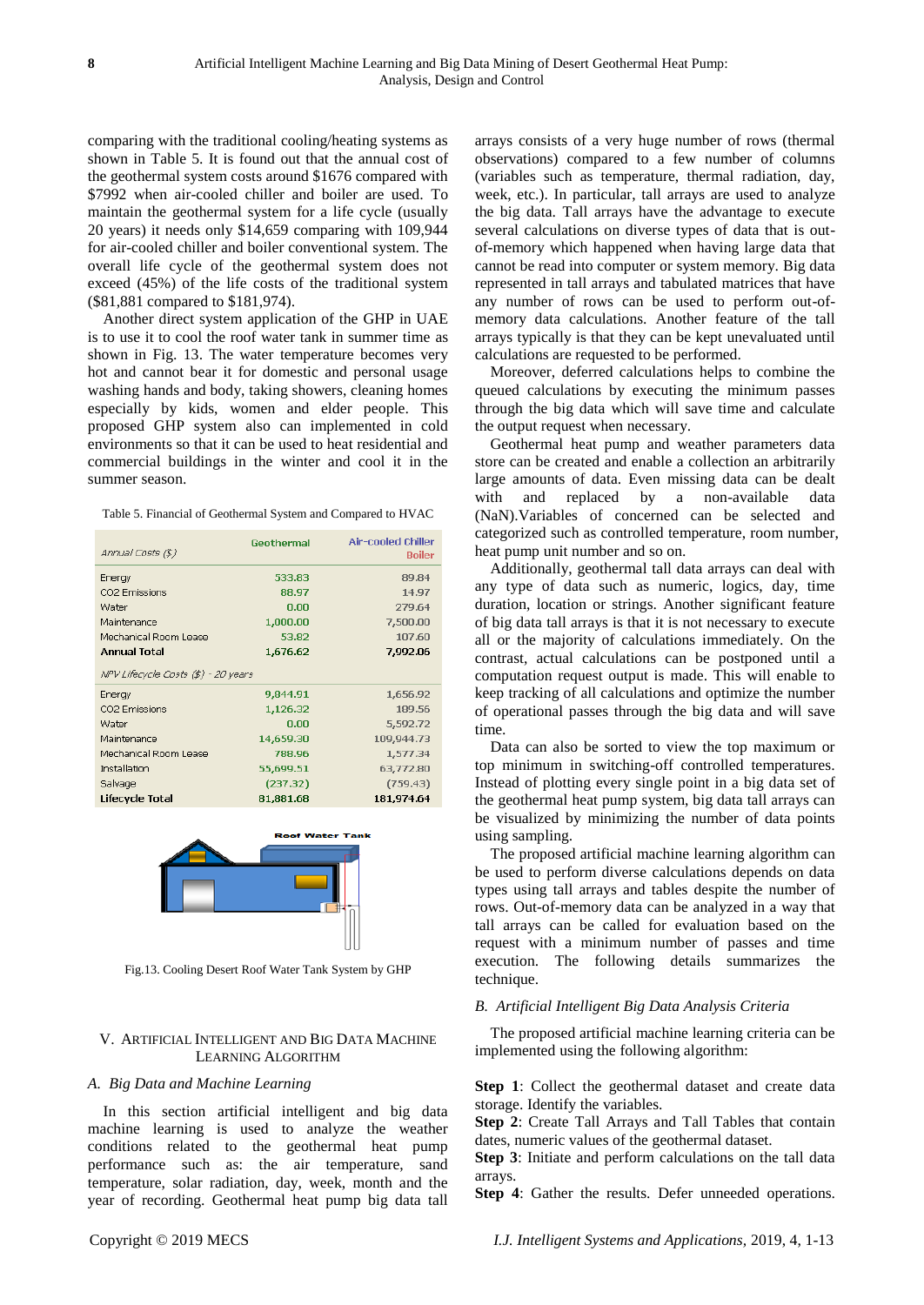comparing with the traditional cooling/heating systems as shown in Table 5. It is found out that the annual cost of the geothermal system costs around $1676 compared with $7992 when air-cooled chiller and boiler are used. To maintain the geothermal system for a life cycle (usually 20 years) it needs only $14,659 comparing with 109,944 for air-cooled chiller and boiler conventional system. The overall life cycle of the geothermal system does not exceed (45%) of the life costs of the traditional system ($81,881 compared to $181,974).

Another direct system application of the GHP in UAE is to use it to cool the roof water tank in summer time as shown in Fig. 13. The water temperature becomes very hot and cannot bear it for domestic and personal usage washing hands and body, taking showers, cleaning homes especially by kids, women and elder people. This proposed GHP system also can implemented in cold environments so that it can be used to heat residential and commercial buildings in the winter and cool it in the summer season.

Table 5. Financial of Geothermal System and Compared to HVAC

| Annual Costs ($) | Geothermal | Air-cooled Chiller Boiler |
|---|---|---|
| Energy | 533.83 | 89.84 |
| CO2 Emissions | 88.97 | 14.97 |
| Water | 0.00 | 279.64 |
| Maintenance | 1,000.00 | 7,500.00 |
| Mechanical Room Lease | 53.82 | 107.60 |
| **Annual Total** | 1,676.62 | 7,992.06 |
| *NPV Lifecycle Costs ($) - 20 years* | | |
| Energy | 9,844.91 | 1,656.92 |
| CO2 Emissions | 1,126.32 | 189.56 |
| Water | 0.00 | 5,592.72 |
| Maintenance | 14,659.30 | 109,944.73 |
| Mechanical Room Lease | 788.96 | 1,577.34 |
| Installation | 55,699.51 | 63,772.80 |
| Salvage | (237.32) | (759.43) |
| **Lifecycle Total** | 81,881.68 | 181,974.64 |

Fig.13. Cooling Desert Roof Water Tank System by GHP

## V. Artificial Intelligent and Big Data Machine Learning Algorithm

### *A. Big Data and Machine Learning*

In this section artificial intelligent and big data machine learning is used to analyze the weather conditions related to the geothermal heat pump performance such as: the air temperature, sand temperature, solar radiation, day, week, month and the year of recording. Geothermal heat pump big data tall arrays consists of a very huge number of rows (thermal observations) compared to a few number of columns (variables such as temperature, thermal radiation, day, week, etc.). In particular, tall arrays are used to analyze the big data. Tall arrays have the advantage to execute several calculations on diverse types of data that is out-of-memory which happened when having large data that cannot be read into computer or system memory. Big data represented in tall arrays and tabulated matrices that have any number of rows can be used to perform out-of-memory data calculations. Another feature of the tall arrays typically is that they can be kept unevaluated until calculations are requested to be performed.

Moreover, deferred calculations helps to combine the queued calculations by executing the minimum passes through the big data which will save time and calculate the output request when necessary.

Geothermal heat pump and weather parameters data store can be created and enable a collection an arbitrarily large amounts of data. Even missing data can be dealt with and replaced by a non-available data (NaN).Variables of concerned can be selected and categorized such as controlled temperature, room number, heat pump unit number and so on.

Additionally, geothermal tall data arrays can deal with any type of data such as numeric, logics, day, time duration, location or strings. Another significant feature of big data tall arrays is that it is not necessary to execute all or the majority of calculations immediately. On the contrast, actual calculations can be postponed until a computation request output is made. This will enable to keep tracking of all calculations and optimize the number of operational passes through the big data and will save time.

Data can also be sorted to view the top maximum or top minimum in switching-off controlled temperatures. Instead of plotting every single point in a big data set of the geothermal heat pump system, big data tall arrays can be visualized by minimizing the number of data points using sampling.

The proposed artificial machine learning algorithm can be used to perform diverse calculations depends on data types using tall arrays and tables despite the number of rows. Out-of-memory data can be analyzed in a way that tall arrays can be called for evaluation based on the request with a minimum number of passes and time execution. The following details summarizes the technique.

### *B. Artificial Intelligent Big Data Analysis Criteria*

The proposed artificial machine learning criteria can be implemented using the following algorithm:

**Step 1**: Collect the geothermal dataset and create data storage. Identify the variables.
**Step 2**: Create Tall Arrays and Tall Tables that contain dates, numeric values of the geothermal dataset.
**Step 3**: Initiate and perform calculations on the tall data arrays.
**Step 4**: Gather the results. Defer unneeded operations.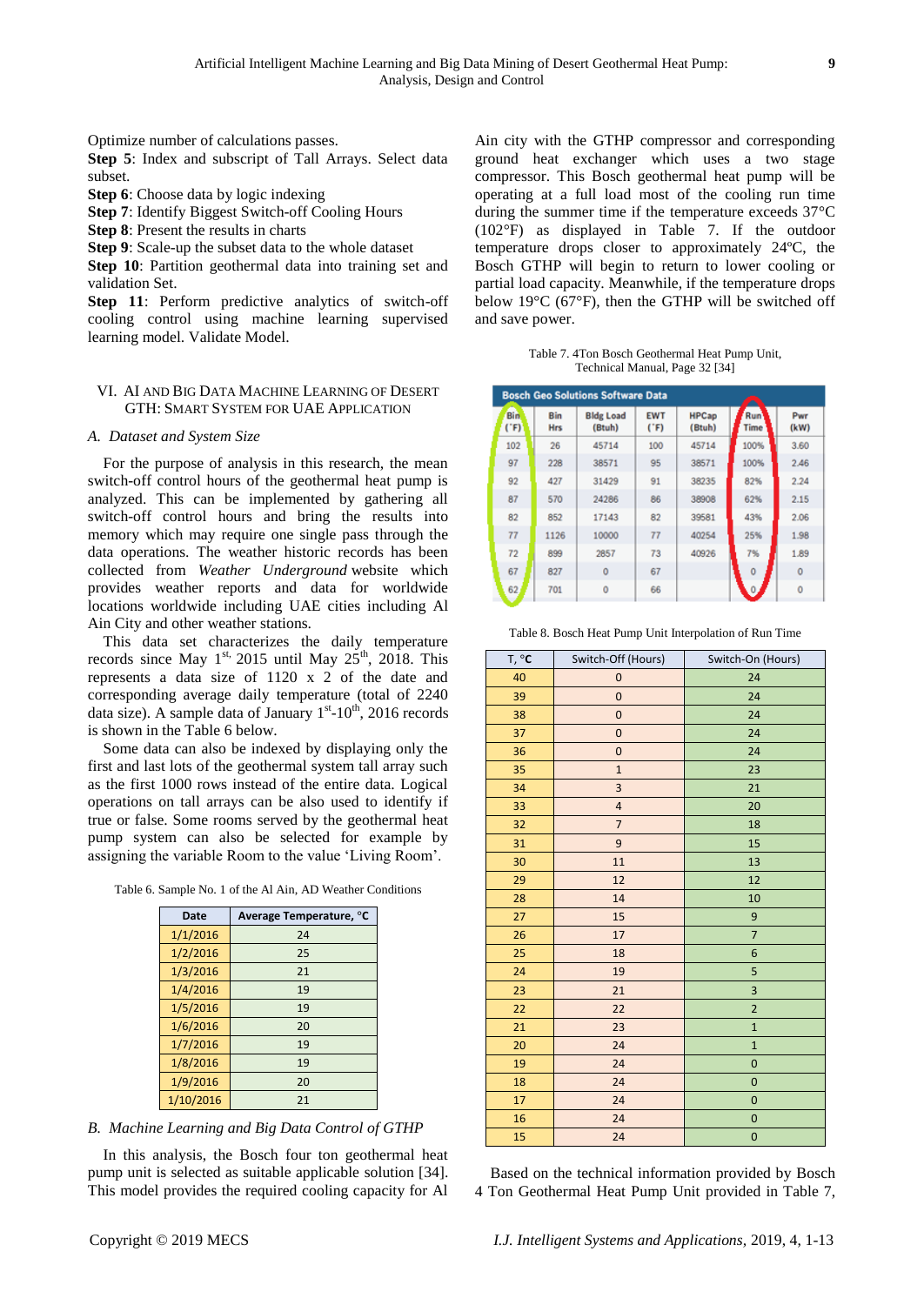Optimize number of calculations passes.

**Step 5**: Index and subscript of Tall Arrays. Select data subset.

**Step 6**: Choose data by logic indexing

**Step 7**: Identify Biggest Switch-off Cooling Hours

**Step 8**: Present the results in charts

**Step 9**: Scale-up the subset data to the whole dataset

**Step 10**: Partition geothermal data into training set and validation Set.

**Step 11**: Perform predictive analytics of switch-off cooling control using machine learning supervised learning model. Validate Model.

## VI. AI and Big Data Machine Learning of Desert GTH: Smart System for UAE Application

### *A. Dataset and System Size*

For the purpose of analysis in this research, the mean switch-off control hours of the geothermal heat pump is analyzed. This can be implemented by gathering all switch-off control hours and bring the results into memory which may require one single pass through the data operations. The weather historic records has been collected from *Weather Underground* website which provides weather reports and data for worldwide locations worldwide including UAE cities including Al Ain City and other weather stations.

This data set characterizes the daily temperature records since May 1[st,] 2015 until May 25[th], 2018. This represents a data size of 1120 x 2 of the date and corresponding average daily temperature (total of 2240 data size). A sample data of January 1[st]-10[th], 2016 records is shown in the Table 6 below.

Some data can also be indexed by displaying only the first and last lots of the geothermal system tall array such as the first 1000 rows instead of the entire data. Logical operations on tall arrays can be also used to identify if true or false. Some rooms served by the geothermal heat pump system can also be selected for example by assigning the variable Room to the value 'Living Room'.

Table 6. Sample No. 1 of the Al Ain, AD Weather Conditions

| Date | Average Temperature, °C |
|---|---|
| 1/1/2016 | 24 |
| 1/2/2016 | 25 |
| 1/3/2016 | 21 |
| 1/4/2016 | 19 |
| 1/5/2016 | 19 |
| 1/6/2016 | 20 |
| 1/7/2016 | 19 |
| 1/8/2016 | 19 |
| 1/9/2016 | 20 |
| 1/10/2016 | 21 |

### *B. Machine Learning and Big Data Control of GTHP*

In this analysis, the Bosch four ton geothermal heat pump unit is selected as suitable applicable solution [34]. This model provides the required cooling capacity for Al Ain city with the GTHP compressor and corresponding ground heat exchanger which uses a two stage compressor. This Bosch geothermal heat pump will be operating at a full load most of the cooling run time during the summer time if the temperature exceeds 37°C (102°F) as displayed in Table 7. If the outdoor temperature drops closer to approximately 24ºC, the Bosch GTHP will begin to return to lower cooling or partial load capacity. Meanwhile, if the temperature drops below 19°C (67°F), then the GTHP will be switched off and save power.

Table 7. 4Ton Bosch Geothermal Heat Pump Unit, Technical Manual, Page 32 [34]

| Bosch Geo Solutions Software Data | | | | | | |
|---|---|---|---|---|---|---|
| Bin (°F) | Bin Hrs | Bldg Load (Btuh) | EWT (°F) | HPCap (Btuh) | Run Time | Pwr (kW) |
| 102 | 26 | 45714 | 100 | 45714 | 100% | 3.60 |
| 97 | 228 | 38571 | 95 | 38571 | 100% | 2.46 |
| 92 | 427 | 31429 | 91 | 38235 | 82% | 2.24 |
| 87 | 570 | 24286 | 86 | 38908 | 62% | 2.15 |
| 82 | 852 | 17143 | 82 | 39581 | 43% | 2.06 |
| 77 | 1126 | 10000 | 77 | 40254 | 25% | 1.98 |
| 72 | 899 | 2857 | 73 | 40926 | 7% | 1.89 |
| 67 | 827 | 0 | 67 | | 0 | 0 |
| 62 | 701 | 0 | 66 | | 0 | 0 |

Table 8. Bosch Heat Pump Unit Interpolation of Run Time

| T, °C | Switch-Off (Hours) | Switch-On (Hours) |
|---|---|---|
| 40 | 0 | 24 |
| 39 | 0 | 24 |
| 38 | 0 | 24 |
| 37 | 0 | 24 |
| 36 | 0 | 24 |
| 35 | 1 | 23 |
| 34 | 3 | 21 |
| 33 | 4 | 20 |
| 32 | 7 | 18 |
| 31 | 9 | 15 |
| 30 | 11 | 13 |
| 29 | 12 | 12 |
| 28 | 14 | 10 |
| 27 | 15 | 9 |
| 26 | 17 | 7 |
| 25 | 18 | 6 |
| 24 | 19 | 5 |
| 23 | 21 | 3 |
| 22 | 22 | 2 |
| 21 | 23 | 1 |
| 20 | 24 | 1 |
| 19 | 24 | 0 |
| 18 | 24 | 0 |
| 17 | 24 | 0 |
| 16 | 24 | 0 |
| 15 | 24 | 0 |

Based on the technical information provided by Bosch 4 Ton Geothermal Heat Pump Unit provided in Table 7,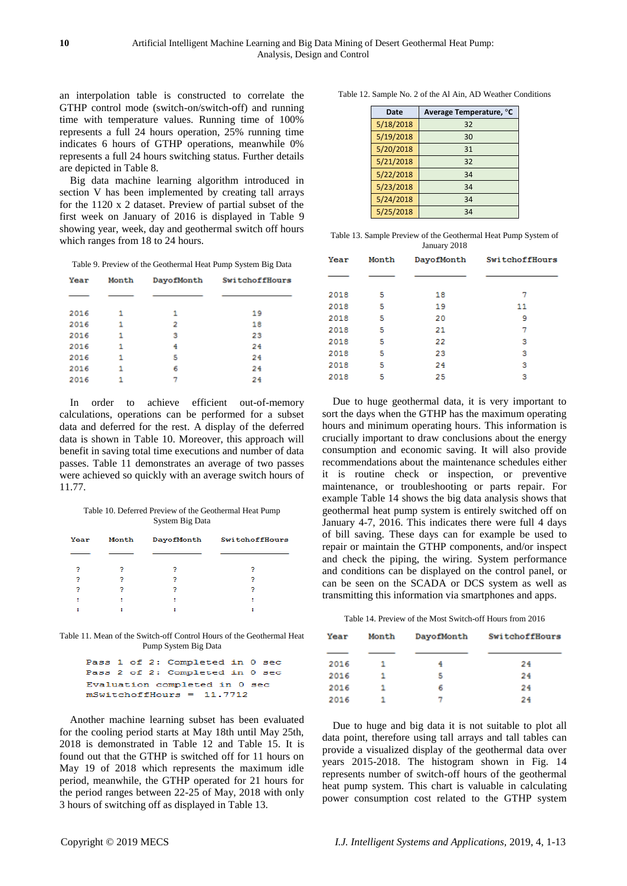an interpolation table is constructed to correlate the GTHP control mode (switch-on/switch-off) and running time with temperature values. Running time of 100% represents a full 24 hours operation, 25% running time indicates 6 hours of GTHP operations, meanwhile 0% represents a full 24 hours switching status. Further details are depicted in Table 8.

Big data machine learning algorithm introduced in section V has been implemented by creating tall arrays for the 1120 x 2 dataset. Preview of partial subset of the first week on January of 2016 is displayed in Table 9 showing year, week, day and geothermal switch off hours which ranges from 18 to 24 hours.

Table 9. Preview of the Geothermal Heat Pump System Big Data

| Year | Month | DayofMonth | SwitchoffHours |
|---|---|---|---|
| 2016 | 1 | 1 | 19 |
| 2016 | 1 | 2 | 18 |
| 2016 | 1 | 3 | 23 |
| 2016 | 1 | 4 | 24 |
| 2016 | 1 | 5 | 24 |
| 2016 | 1 | 6 | 24 |
| 2016 | 1 | 7 | 24 |

In order to achieve efficient out-of-memory calculations, operations can be performed for a subset data and deferred for the rest. A display of the deferred data is shown in Table 10. Moreover, this approach will benefit in saving total time executions and number of data passes. Table 11 demonstrates an average of two passes were achieved so quickly with an average switch hours of 11.77.

Table 10. Deferred Preview of the Geothermal Heat Pump System Big Data

| Year | Month | DayofMonth | SwitchoffHours |
|---|---|---|---|
| ? | ? | ? | ? |
| ? | ? | ? | ? |
| ? | ? | ? | ? |
| : | : | : | : |
| : | : | : | : |

Table 11. Mean of the Switch-off Control Hours of the Geothermal Heat Pump System Big Data

```
Pass 1 of 2: Completed in 0 sec
Pass 2 of 2: Completed in 0 sec
Evaluation completed in 0 sec
mSwitchoffHours =  11.7712
```

Another machine learning subset has been evaluated for the cooling period starts at May 18th until May 25th, 2018 is demonstrated in Table 12 and Table 15. It is found out that the GTHP is switched off for 11 hours on May 19 of 2018 which represents the maximum idle period, meanwhile, the GTHP operated for 21 hours for the period ranges between 22-25 of May, 2018 with only 3 hours of switching off as displayed in Table 13.

Table 12. Sample No. 2 of the Al Ain, AD Weather Conditions

| Date | Average Temperature, °C |
|---|---|
| 5/18/2018 | 32 |
| 5/19/2018 | 30 |
| 5/20/2018 | 31 |
| 5/21/2018 | 32 |
| 5/22/2018 | 34 |
| 5/23/2018 | 34 |
| 5/24/2018 | 34 |
| 5/25/2018 | 34 |

Table 13. Sample Preview of the Geothermal Heat Pump System of January 2018

| Year | Month | DayofMonth | SwitchoffHours |
|---|---|---|---|
| 2018 | 5 | 18 | 7 |
| 2018 | 5 | 19 | 11 |
| 2018 | 5 | 20 | 9 |
| 2018 | 5 | 21 | 7 |
| 2018 | 5 | 22 | 3 |
| 2018 | 5 | 23 | 3 |
| 2018 | 5 | 24 | 3 |
| 2018 | 5 | 25 | 3 |

Due to huge geothermal data, it is very important to sort the days when the GTHP has the maximum operating hours and minimum operating hours. This information is crucially important to draw conclusions about the energy consumption and economic saving. It will also provide recommendations about the maintenance schedules either it is routine check or inspection, or preventive maintenance, or troubleshooting or parts repair. For example Table 14 shows the big data analysis shows that geothermal heat pump system is entirely switched off on January 4-7, 2016. This indicates there were full 4 days of bill saving. These days can for example be used to repair or maintain the GTHP components, and/or inspect and check the piping, the wiring. System performance and conditions can be displayed on the control panel, or can be seen on the SCADA or DCS system as well as transmitting this information via smartphones and apps.

Table 14. Preview of the Most Switch-off Hours from 2016

| Year | Month | DayofMonth | SwitchoffHours |
|---|---|---|---|
| 2016 | 1 | 4 | 24 |
| 2016 | 1 | 5 | 24 |
| 2016 | 1 | 6 | 24 |
| 2016 | 1 | 7 | 24 |

Due to huge and big data it is not suitable to plot all data point, therefore using tall arrays and tall tables can provide a visualized display of the geothermal data over years 2015-2018. The histogram shown in Fig. 14 represents number of switch-off hours of the geothermal heat pump system. This chart is valuable in calculating power consumption cost related to the GTHP system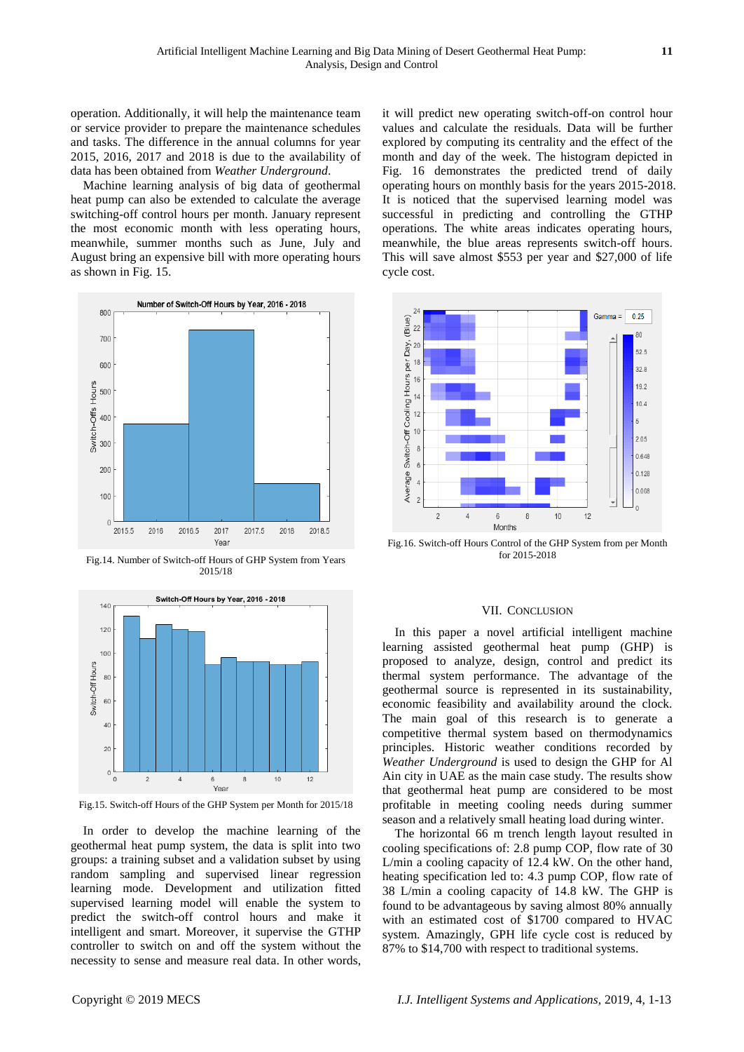operation. Additionally, it will help the maintenance team or service provider to prepare the maintenance schedules and tasks. The difference in the annual columns for year 2015, 2016, 2017 and 2018 is due to the availability of data has been obtained from *Weather Underground*.

Machine learning analysis of big data of geothermal heat pump can also be extended to calculate the average switching-off control hours per month. January represent the most economic month with less operating hours, meanwhile, summer months such as June, July and August bring an expensive bill with more operating hours as shown in Fig. 15.

Fig.14. Number of Switch-off Hours of GHP System from Years 2015/18

Fig.15. Switch-off Hours of the GHP System per Month for 2015/18

In order to develop the machine learning of the geothermal heat pump system, the data is split into two groups: a training subset and a validation subset by using random sampling and supervised linear regression learning mode. Development and utilization fitted supervised learning model will enable the system to predict the switch-off control hours and make it intelligent and smart. Moreover, it supervise the GTHP controller to switch on and off the system without the necessity to sense and measure real data. In other words, it will predict new operating switch-off-on control hour values and calculate the residuals. Data will be further explored by computing its centrality and the effect of the month and day of the week. The histogram depicted in Fig. 16 demonstrates the predicted trend of daily operating hours on monthly basis for the years 2015-2018. It is noticed that the supervised learning model was successful in predicting and controlling the GTHP operations. The white areas indicates operating hours, meanwhile, the blue areas represents switch-off hours. This will save almost $553 per year and $27,000 of life cycle cost.

Fig.16. Switch-off Hours Control of the GHP System from per Month for 2015-2018

## VII. Conclusion

In this paper a novel artificial intelligent machine learning assisted geothermal heat pump (GHP) is proposed to analyze, design, control and predict its thermal system performance. The advantage of the geothermal source is represented in its sustainability, economic feasibility and availability around the clock. The main goal of this research is to generate a competitive thermal system based on thermodynamics principles. Historic weather conditions recorded by *Weather Underground* is used to design the GHP for Al Ain city in UAE as the main case study. The results show that geothermal heat pump are considered to be most profitable in meeting cooling needs during summer season and a relatively small heating load during winter.

The horizontal 66 m trench length layout resulted in cooling specifications of: 2.8 pump COP, flow rate of 30 L/min a cooling capacity of 12.4 kW. On the other hand, heating specification led to: 4.3 pump COP, flow rate of 38 L/min a cooling capacity of 14.8 kW. The GHP is found to be advantageous by saving almost 80% annually with an estimated cost of $1700 compared to HVAC system. Amazingly, GPH life cycle cost is reduced by 87% to $14,700 with respect to traditional systems.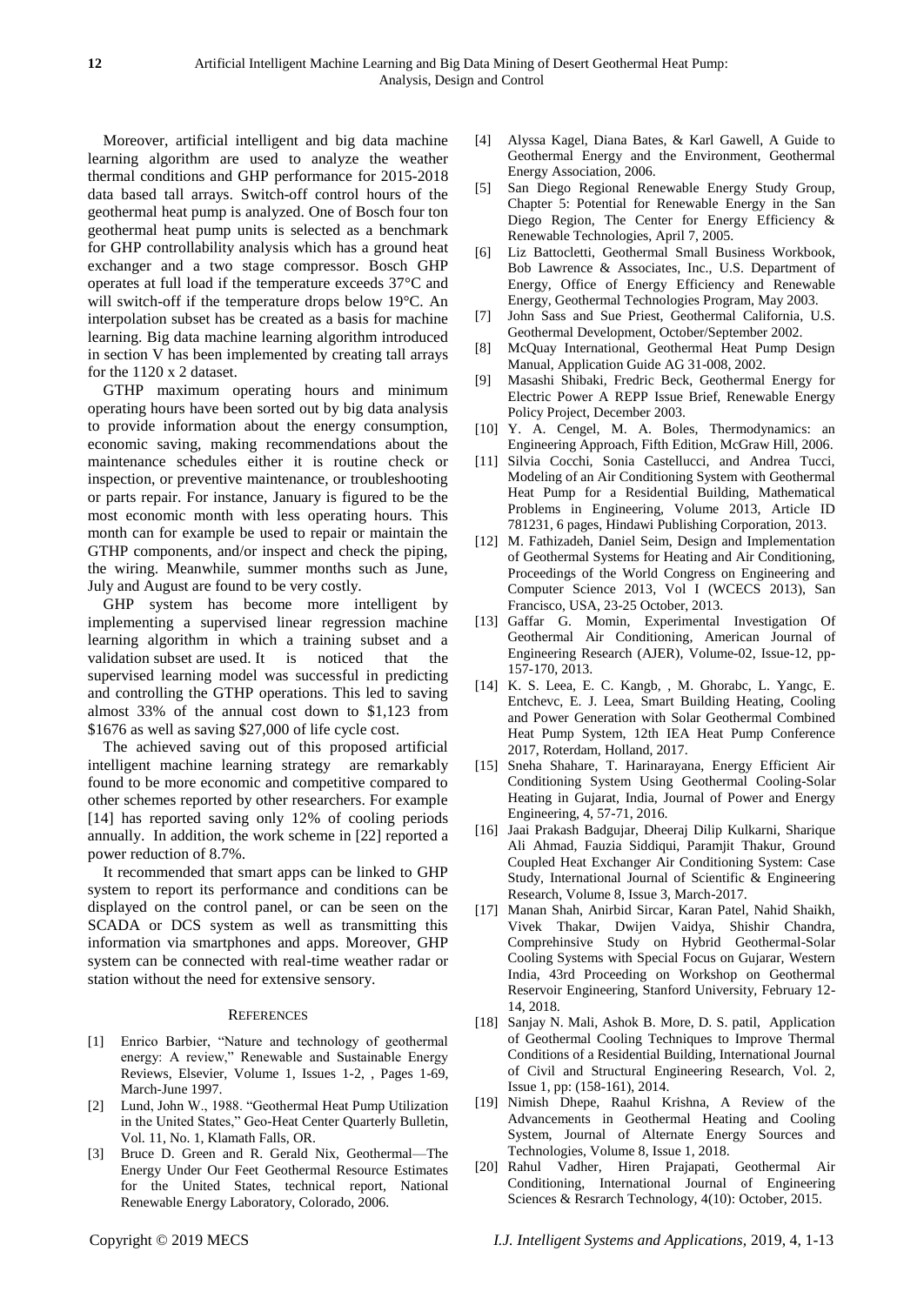Moreover, artificial intelligent and big data machine learning algorithm are used to analyze the weather thermal conditions and GHP performance for 2015-2018 data based tall arrays. Switch-off control hours of the geothermal heat pump is analyzed. One of Bosch four ton geothermal heat pump units is selected as a benchmark for GHP controllability analysis which has a ground heat exchanger and a two stage compressor. Bosch GHP operates at full load if the temperature exceeds 37°C and will switch-off if the temperature drops below 19°C. An interpolation subset has be created as a basis for machine learning. Big data machine learning algorithm introduced in section V has been implemented by creating tall arrays for the 1120 x 2 dataset.

GTHP maximum operating hours and minimum operating hours have been sorted out by big data analysis to provide information about the energy consumption, economic saving, making recommendations about the maintenance schedules either it is routine check or inspection, or preventive maintenance, or troubleshooting or parts repair. For instance, January is figured to be the most economic month with less operating hours. This month can for example be used to repair or maintain the GTHP components, and/or inspect and check the piping, the wiring. Meanwhile, summer months such as June, July and August are found to be very costly.

GHP system has become more intelligent by implementing a supervised linear regression machine learning algorithm in which a training subset and a validation subset are used. It is noticed that the supervised learning model was successful in predicting and controlling the GTHP operations. This led to saving almost 33% of the annual cost down to $1,123 from $1676 as well as saving $27,000 of life cycle cost.

The achieved saving out of this proposed artificial intelligent machine learning strategy are remarkably found to be more economic and competitive compared to other schemes reported by other researchers. For example [14] has reported saving only 12% of cooling periods annually. In addition, the work scheme in [22] reported a power reduction of 8.7%.

It recommended that smart apps can be linked to GHP system to report its performance and conditions can be displayed on the control panel, or can be seen on the SCADA or DCS system as well as transmitting this information via smartphones and apps. Moreover, GHP system can be connected with real-time weather radar or station without the need for extensive sensory.

## References

[1] Enrico Barbier, "Nature and technology of geothermal energy: A review," Renewable and Sustainable Energy Reviews, Elsevier, Volume 1, Issues 1-2, , Pages 1-69, March-June 1997.

[2] Lund, John W., 1988. "Geothermal Heat Pump Utilization in the United States," Geo-Heat Center Quarterly Bulletin, Vol. 11, No. 1, Klamath Falls, OR.

[3] Bruce D. Green and R. Gerald Nix, Geothermal—The Energy Under Our Feet Geothermal Resource Estimates for the United States, technical report, National Renewable Energy Laboratory, Colorado, 2006.

[4] Alyssa Kagel, Diana Bates, & Karl Gawell, A Guide to Geothermal Energy and the Environment, Geothermal Energy Association, 2006.

[5] San Diego Regional Renewable Energy Study Group, Chapter 5: Potential for Renewable Energy in the San Diego Region, The Center for Energy Efficiency & Renewable Technologies, April 7, 2005.

[6] Liz Battocletti, Geothermal Small Business Workbook, Bob Lawrence & Associates, Inc., U.S. Department of Energy, Office of Energy Efficiency and Renewable Energy, Geothermal Technologies Program, May 2003.

[7] John Sass and Sue Priest, Geothermal California, U.S. Geothermal Development, October/September 2002.

[8] McQuay International, Geothermal Heat Pump Design Manual, Application Guide AG 31-008, 2002.

[9] Masashi Shibaki, Fredric Beck, Geothermal Energy for Electric Power A REPP Issue Brief, Renewable Energy Policy Project, December 2003.

[10] Y. A. Cengel, M. A. Boles, Thermodynamics: an Engineering Approach, Fifth Edition, McGraw Hill, 2006.

[11] Silvia Cocchi, Sonia Castellucci, and Andrea Tucci, Modeling of an Air Conditioning System with Geothermal Heat Pump for a Residential Building, Mathematical Problems in Engineering, Volume 2013, Article ID 781231, 6 pages, Hindawi Publishing Corporation, 2013.

[12] M. Fathizadeh, Daniel Seim, Design and Implementation of Geothermal Systems for Heating and Air Conditioning, Proceedings of the World Congress on Engineering and Computer Science 2013, Vol I (WCECS 2013), San Francisco, USA, 23-25 October, 2013.

[13] Gaffar G. Momin, Experimental Investigation Of Geothermal Air Conditioning, American Journal of Engineering Research (AJER), Volume-02, Issue-12, pp-157-170, 2013.

[14] K. S. Leea, E. C. Kangb, , M. Ghorabc, L. Yangc, E. Entchevc, E. J. Leea, Smart Building Heating, Cooling and Power Generation with Solar Geothermal Combined Heat Pump System, 12th IEA Heat Pump Conference 2017, Roterdam, Holland, 2017.

[15] Sneha Shahare, T. Harinarayana, Energy Efficient Air Conditioning System Using Geothermal Cooling-Solar Heating in Gujarat, India, Journal of Power and Energy Engineering, 4, 57-71, 2016.

[16] Jaai Prakash Badgujar, Dheeraj Dilip Kulkarni, Sharique Ali Ahmad, Fauzia Siddiqui, Paramjit Thakur, Ground Coupled Heat Exchanger Air Conditioning System: Case Study, International Journal of Scientific & Engineering Research, Volume 8, Issue 3, March-2017.

[17] Manan Shah, Anirbid Sircar, Karan Patel, Nahid Shaikh, Vivek Thakar, Dwijen Vaidya, Shishir Chandra, Comprehinsive Study on Hybrid Geothermal-Solar Cooling Systems with Special Focus on Gujarar, Western India, 43rd Proceeding on Workshop on Geothermal Reservoir Engineering, Stanford University, February 12-14, 2018.

[18] Sanjay N. Mali, Ashok B. More, D. S. patil, Application of Geothermal Cooling Techniques to Improve Thermal Conditions of a Residential Building, International Journal of Civil and Structural Engineering Research, Vol. 2, Issue 1, pp: (158-161), 2014.

[19] Nimish Dhepe, Raahul Krishna, A Review of the Advancements in Geothermal Heating and Cooling System, Journal of Alternate Energy Sources and Technologies, Volume 8, Issue 1, 2018.

[20] Rahul Vadher, Hiren Prajapati, Geothermal Air Conditioning, International Journal of Engineering Sciences & Resrarch Technology, 4(10): October, 2015.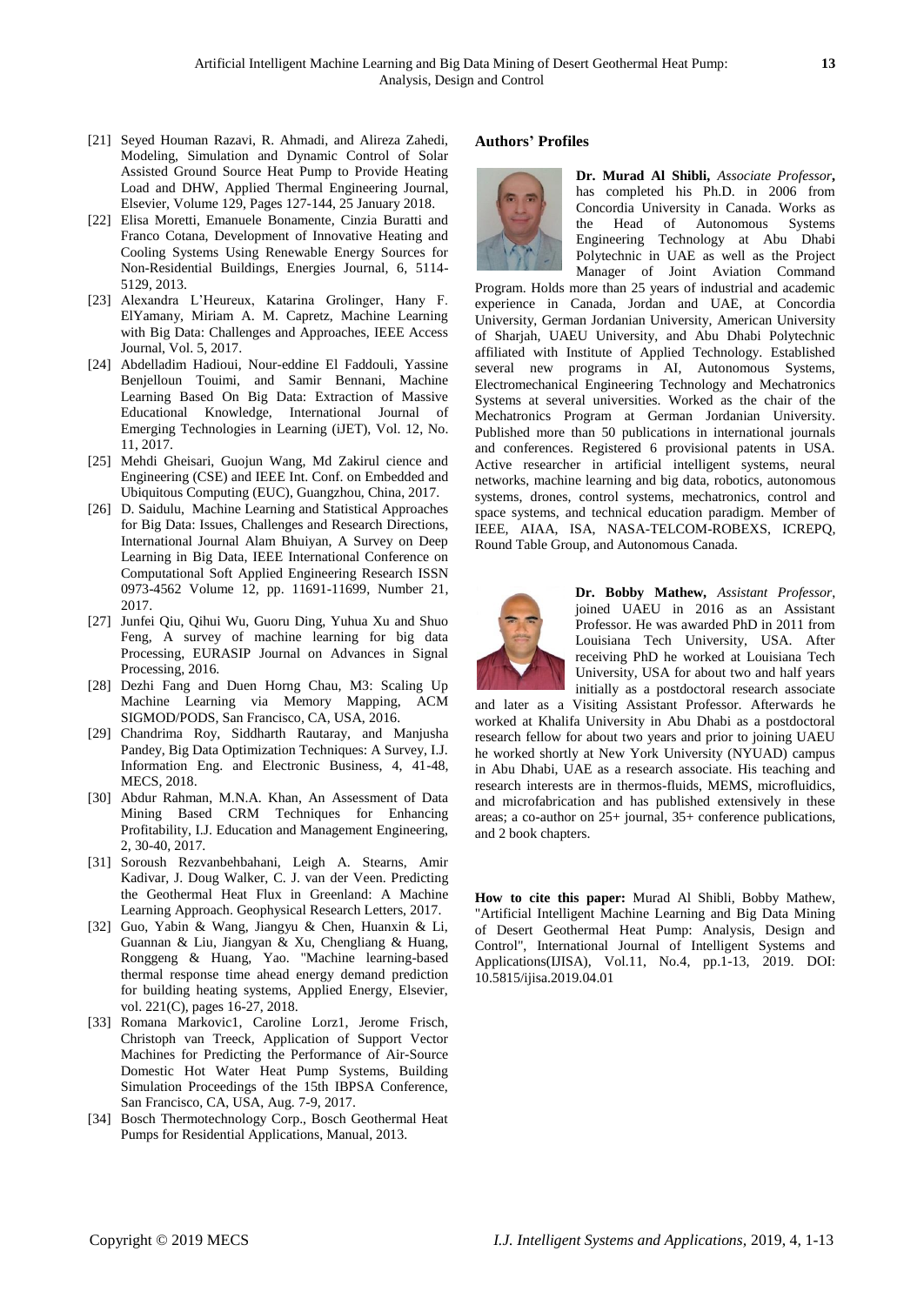[21] Seyed Houman Razavi, R. Ahmadi, and Alireza Zahedi, Modeling, Simulation and Dynamic Control of Solar Assisted Ground Source Heat Pump to Provide Heating Load and DHW, Applied Thermal Engineering Journal, Elsevier, Volume 129, Pages 127-144, 25 January 2018.

[22] Elisa Moretti, Emanuele Bonamente, Cinzia Buratti and Franco Cotana, Development of Innovative Heating and Cooling Systems Using Renewable Energy Sources for Non-Residential Buildings, Energies Journal, 6, 5114-5129, 2013.

[23] Alexandra L'Heureux, Katarina Grolinger, Hany F. ElYamany, Miriam A. M. Capretz, Machine Learning with Big Data: Challenges and Approaches, IEEE Access Journal, Vol. 5, 2017.

[24] Abdelladim Hadioui, Nour-eddine El Faddouli, Yassine Benjelloun Touimi, and Samir Bennani, Machine Learning Based On Big Data: Extraction of Massive Educational Knowledge, International Journal of Emerging Technologies in Learning (iJET), Vol. 12, No. 11, 2017.

[25] Mehdi Gheisari, Guojun Wang, Md Zakirul cience and Engineering (CSE) and IEEE Int. Conf. on Embedded and Ubiquitous Computing (EUC), Guangzhou, China, 2017.

[26] D. Saidulu, Machine Learning and Statistical Approaches for Big Data: Issues, Challenges and Research Directions, International Journal Alam Bhuiyan, A Survey on Deep Learning in Big Data, IEEE International Conference on Computational Soft Applied Engineering Research ISSN 0973-4562 Volume 12, pp. 11691-11699, Number 21, 2017.

[27] Junfei Qiu, Qihui Wu, Guoru Ding, Yuhua Xu and Shuo Feng, A survey of machine learning for big data Processing, EURASIP Journal on Advances in Signal Processing, 2016.

[28] Dezhi Fang and Duen Horng Chau, M3: Scaling Up Machine Learning via Memory Mapping, ACM SIGMOD/PODS, San Francisco, CA, USA, 2016.

[29] Chandrima Roy, Siddharth Rautaray, and Manjusha Pandey, Big Data Optimization Techniques: A Survey, I.J. Information Eng. and Electronic Business, 4, 41-48, MECS, 2018.

[30] Abdur Rahman, M.N.A. Khan, An Assessment of Data Mining Based CRM Techniques for Enhancing Profitability, I.J. Education and Management Engineering, 2, 30-40, 2017.

[31] Soroush Rezvanbehbahani, Leigh A. Stearns, Amir Kadivar, J. Doug Walker, C. J. van der Veen. Predicting the Geothermal Heat Flux in Greenland: A Machine Learning Approach. Geophysical Research Letters, 2017.

[32] Guo, Yabin & Wang, Jiangyu & Chen, Huanxin & Li, Guannan & Liu, Jiangyan & Xu, Chengliang & Huang, Ronggeng & Huang, Yao. "Machine learning-based thermal response time ahead energy demand prediction for building heating systems, Applied Energy, Elsevier, vol. 221(C), pages 16-27, 2018.

[33] Romana Markovic1, Caroline Lorz1, Jerome Frisch, Christoph van Treeck, Application of Support Vector Machines for Predicting the Performance of Air-Source Domestic Hot Water Heat Pump Systems, Building Simulation Proceedings of the 15th IBPSA Conference, San Francisco, CA, USA, Aug. 7-9, 2017.

[34] Bosch Thermotechnology Corp., Bosch Geothermal Heat Pumps for Residential Applications, Manual, 2013.

**Authors' Profiles**

**Dr. Murad Al Shibli,** *Associate Professor***,** has completed his Ph.D. in 2006 from Concordia University in Canada. Works as the Head of Autonomous Systems Engineering Technology at Abu Dhabi Polytechnic in UAE as well as the Project Manager of Joint Aviation Command Program. Holds more than 25 years of industrial and academic experience in Canada, Jordan and UAE, at Concordia University, German Jordanian University, American University of Sharjah, UAEU University, and Abu Dhabi Polytechnic affiliated with Institute of Applied Technology. Established several new programs in AI, Autonomous Systems, Electromechanical Engineering Technology and Mechatronics Systems at several universities. Worked as the chair of the Mechatronics Program at German Jordanian University. Published more than 50 publications in international journals and conferences. Registered 6 provisional patents in USA. Active researcher in artificial intelligent systems, neural networks, machine learning and big data, robotics, autonomous systems, drones, control systems, mechatronics, control and space systems, and technical education paradigm. Member of IEEE, AIAA, ISA, NASA-TELCOM-ROBEXS, ICREPQ, Round Table Group, and Autonomous Canada.

**Dr. Bobby Mathew,** *Assistant Professor*, joined UAEU in 2016 as an Assistant Professor. He was awarded PhD in 2011 from Louisiana Tech University, USA. After receiving PhD he worked at Louisiana Tech University, USA for about two and half years initially as a postdoctoral research associate and later as a Visiting Assistant Professor. Afterwards he worked at Khalifa University in Abu Dhabi as a postdoctoral research fellow for about two years and prior to joining UAEU he worked shortly at New York University (NYUAD) campus in Abu Dhabi, UAE as a research associate. His teaching and research interests are in thermos-fluids, MEMS, microfluidics, and microfabrication and has published extensively in these areas; a co-author on 25+ journal, 35+ conference publications, and 2 book chapters.

**How to cite this paper:** Murad Al Shibli, Bobby Mathew, "Artificial Intelligent Machine Learning and Big Data Mining of Desert Geothermal Heat Pump: Analysis, Design and Control", International Journal of Intelligent Systems and Applications(IJISA), Vol.11, No.4, pp.1-13, 2019. DOI: 10.5815/ijisa.2019.04.01